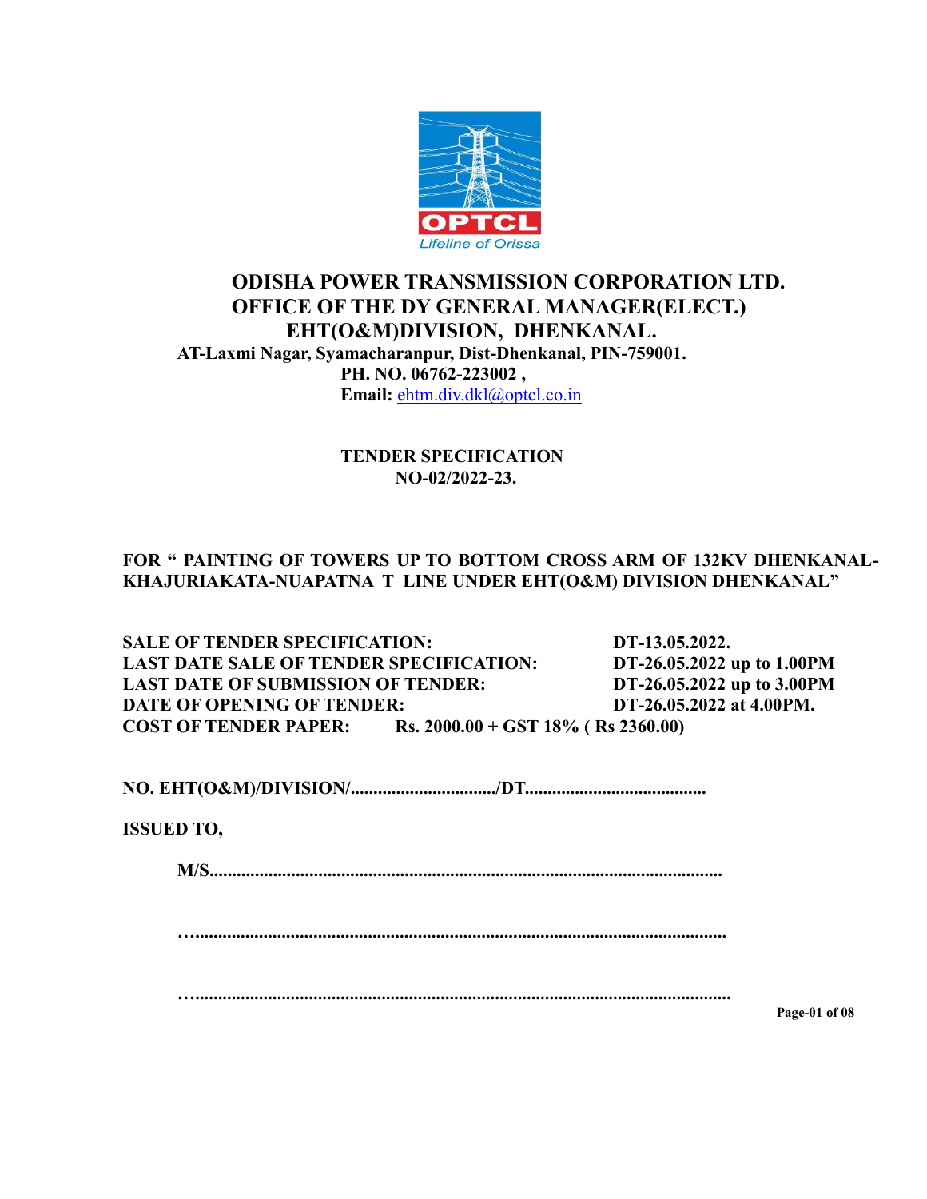# ODISHA POWER TRANSMISSION CORPORATION LTD.
## OFFICE OF THE DY GENERAL MANAGER(ELECT.)
## EHT(O&M)DIVISION, DHENKANAL.

**AT-Laxmi Nagar, Syamacharanpur, Dist-Dhenkanal, PIN-759001.**
**PH. NO. 06762-223002 ,**
**Email:** ehtm.div.dkl@optcl.co.in

## TENDER SPECIFICATION
## NO-02/2022-23.

**FOR " PAINTING OF TOWERS UP TO BOTTOM CROSS ARM OF 132KV DHENKANAL-KHAJURIAKATA-NUAPATNA T LINE UNDER EHT(O&M) DIVISION DHENKANAL"**

**SALE OF TENDER SPECIFICATION:** DT-13.05.2022.
**LAST DATE SALE OF TENDER SPECIFICATION:** DT-26.05.2022 up to 1.00PM
**LAST DATE OF SUBMISSION OF TENDER:** DT-26.05.2022 up to 3.00PM
**DATE OF OPENING OF TENDER:** DT-26.05.2022 at 4.00PM.
**COST OF TENDER PAPER:** Rs. 2000.00 + GST 18% ( Rs 2360.00)

**NO. EHT(O&M)/DIVISION/................................/DT........................................**

**ISSUED TO,**

**M/S................................................................................................................**

**…....................................................................................................................**

**…....................................................................................................................**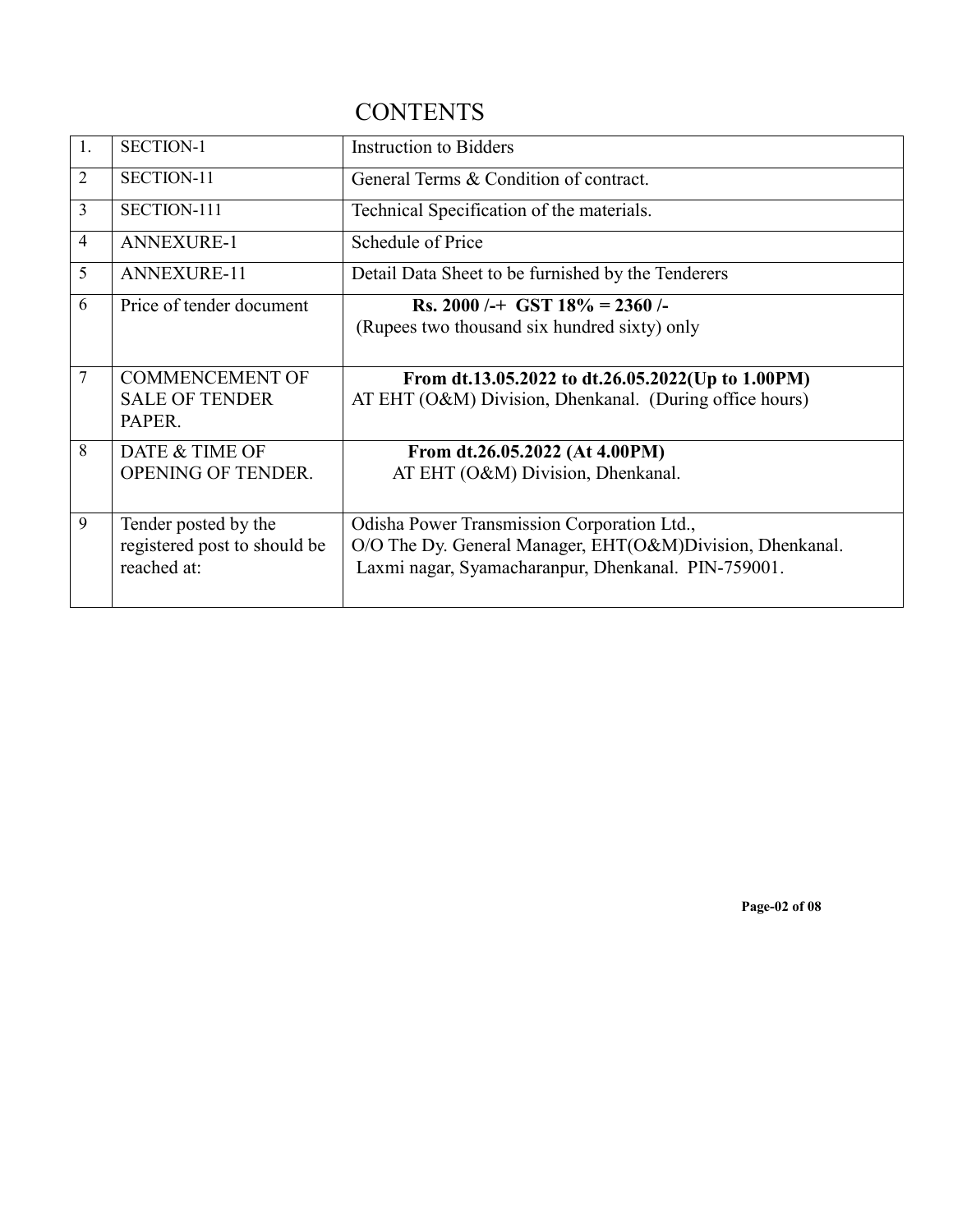# CONTENTS

| | | |
|---|---|---|
| 1. | SECTION-1 | Instruction to Bidders |
| 2 | SECTION-11 | General Terms & Condition of contract. |
| 3 | SECTION-111 | Technical Specification of the materials. |
| 4 | ANNEXURE-1 | Schedule of Price |
| 5 | ANNEXURE-11 | Detail Data Sheet to be furnished by the Tenderers |
| 6 | Price of tender document | **Rs. 2000 /-+ GST 18% = 2360 /-** (Rupees two thousand six hundred sixty) only |
| 7 | COMMENCEMENT OF SALE OF TENDER PAPER. | **From dt.13.05.2022 to dt.26.05.2022(Up to 1.00PM)** AT EHT (O&M) Division, Dhenkanal. (During office hours) |
| 8 | DATE & TIME OF OPENING OF TENDER. | **From dt.26.05.2022 (At 4.00PM)** AT EHT (O&M) Division, Dhenkanal. |
| 9 | Tender posted by the registered post to should be reached at: | Odisha Power Transmission Corporation Ltd., O/O The Dy. General Manager, EHT(O&M)Division, Dhenkanal. Laxmi nagar, Syamacharanpur, Dhenkanal. PIN-759001. |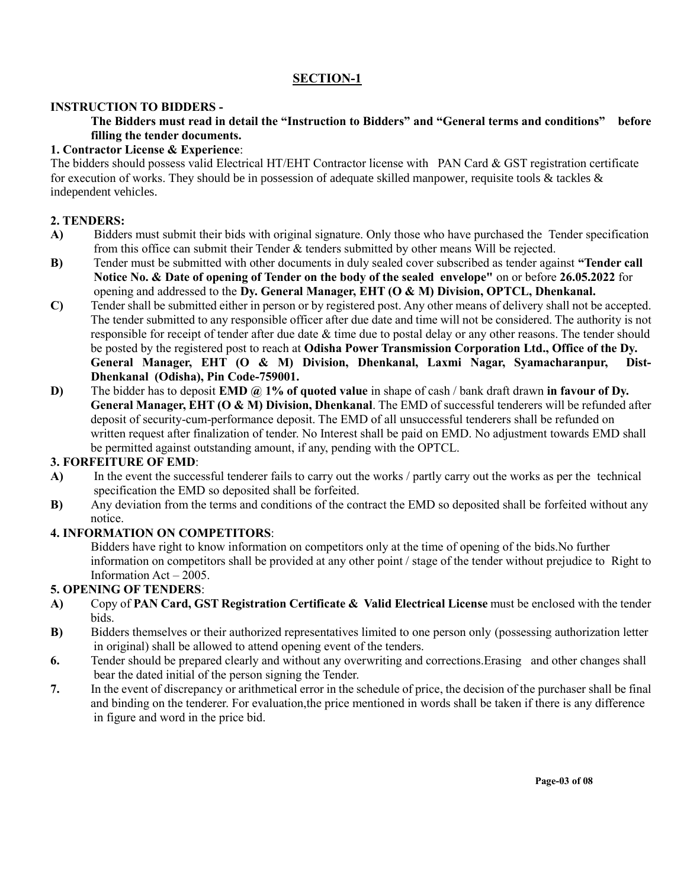## SECTION-1

**INSTRUCTION TO BIDDERS -**

**The Bidders must read in detail the "Instruction to Bidders" and "General terms and conditions" before filling the tender documents.**

**1. Contractor License & Experience**:

The bidders should possess valid Electrical HT/EHT Contractor license with PAN Card & GST registration certificate for execution of works. They should be in possession of adequate skilled manpower, requisite tools & tackles & independent vehicles.

**2. TENDERS:**

**A)** Bidders must submit their bids with original signature. Only those who have purchased the Tender specification from this office can submit their Tender & tenders submitted by other means Will be rejected.

**B)** Tender must be submitted with other documents in duly sealed cover subscribed as tender against **"Tender call Notice No. & Date of opening of Tender on the body of the sealed envelope"** on or before **26.05.2022** for opening and addressed to the **Dy. General Manager, EHT (O & M) Division, OPTCL, Dhenkanal.**

**C)** Tender shall be submitted either in person or by registered post. Any other means of delivery shall not be accepted. The tender submitted to any responsible officer after due date and time will not be considered. The authority is not responsible for receipt of tender after due date & time due to postal delay or any other reasons. The tender should be posted by the registered post to reach at **Odisha Power Transmission Corporation Ltd., Office of the Dy. General Manager, EHT (O & M) Division, Dhenkanal, Laxmi Nagar, Syamacharanpur, Dist-Dhenkanal (Odisha), Pin Code-759001.**

**D)** The bidder has to deposit **EMD @ 1% of quoted value** in shape of cash / bank draft drawn **in favour of Dy. General Manager, EHT (O & M) Division, Dhenkanal**. The EMD of successful tenderers will be refunded after deposit of security-cum-performance deposit. The EMD of all unsuccessful tenderers shall be refunded on written request after finalization of tender. No Interest shall be paid on EMD. No adjustment towards EMD shall be permitted against outstanding amount, if any, pending with the OPTCL.

**3. FORFEITURE OF EMD**:

**A)** In the event the successful tenderer fails to carry out the works / partly carry out the works as per the technical specification the EMD so deposited shall be forfeited.

**B)** Any deviation from the terms and conditions of the contract the EMD so deposited shall be forfeited without any notice.

**4. INFORMATION ON COMPETITORS**:

Bidders have right to know information on competitors only at the time of opening of the bids.No further information on competitors shall be provided at any other point / stage of the tender without prejudice to Right to Information Act – 2005.

**5. OPENING OF TENDERS**:

**A)** Copy of **PAN Card, GST Registration Certificate & Valid Electrical License** must be enclosed with the tender bids.

**B)** Bidders themselves or their authorized representatives limited to one person only (possessing authorization letter in original) shall be allowed to attend opening event of the tenders.

**6.** Tender should be prepared clearly and without any overwriting and corrections.Erasing and other changes shall bear the dated initial of the person signing the Tender.

**7.** In the event of discrepancy or arithmetical error in the schedule of price, the decision of the purchaser shall be final and binding on the tenderer. For evaluation,the price mentioned in words shall be taken if there is any difference in figure and word in the price bid.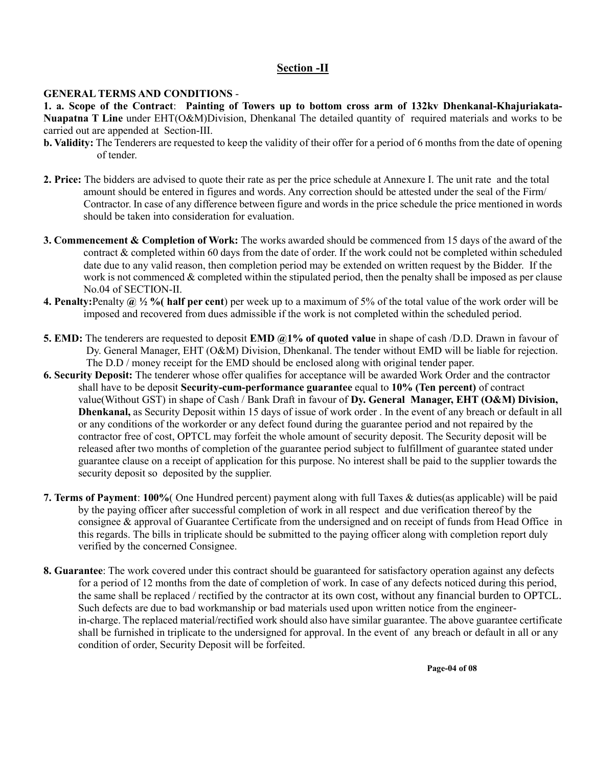## Section -II

**GENERAL TERMS AND CONDITIONS** -

**1. a. Scope of the Contract**: **Painting of Towers up to bottom cross arm of 132kv Dhenkanal-Khajuriakata-Nuapatna T Line** under EHT(O&M)Division, Dhenkanal The detailed quantity of required materials and works to be carried out are appended at Section-III.

**b. Validity:** The Tenderers are requested to keep the validity of their offer for a period of 6 months from the date of opening of tender.

**2. Price:** The bidders are advised to quote their rate as per the price schedule at Annexure I. The unit rate and the total amount should be entered in figures and words. Any correction should be attested under the seal of the Firm/ Contractor. In case of any difference between figure and words in the price schedule the price mentioned in words should be taken into consideration for evaluation.

**3. Commencement & Completion of Work:** The works awarded should be commenced from 15 days of the award of the contract & completed within 60 days from the date of order. If the work could not be completed within scheduled date due to any valid reason, then completion period may be extended on written request by the Bidder. If the work is not commenced & completed within the stipulated period, then the penalty shall be imposed as per clause No.04 of SECTION-II.

**4. Penalty:**Penalty **@ ½ %( half per cent**) per week up to a maximum of 5% of the total value of the work order will be imposed and recovered from dues admissible if the work is not completed within the scheduled period.

**5. EMD:** The tenderers are requested to deposit **EMD @1% of quoted value** in shape of cash /D.D. Drawn in favour of Dy. General Manager, EHT (O&M) Division, Dhenkanal. The tender without EMD will be liable for rejection. The D.D / money receipt for the EMD should be enclosed along with original tender paper.

**6. Security Deposit:** The tenderer whose offer qualifies for acceptance will be awarded Work Order and the contractor shall have to be deposit **Security-cum-performance guarantee** equal to **10% (Ten percent)** of contract value(Without GST) in shape of Cash / Bank Draft in favour of **Dy. General Manager, EHT (O&M) Division, Dhenkanal,** as Security Deposit within 15 days of issue of work order . In the event of any breach or default in all or any conditions of the workorder or any defect found during the guarantee period and not repaired by the contractor free of cost, OPTCL may forfeit the whole amount of security deposit. The Security deposit will be released after two months of completion of the guarantee period subject to fulfillment of guarantee stated under guarantee clause on a receipt of application for this purpose. No interest shall be paid to the supplier towards the security deposit so deposited by the supplier.

**7. Terms of Payment**: **100%**( One Hundred percent) payment along with full Taxes & duties(as applicable) will be paid by the paying officer after successful completion of work in all respect and due verification thereof by the consignee & approval of Guarantee Certificate from the undersigned and on receipt of funds from Head Office in this regards. The bills in triplicate should be submitted to the paying officer along with completion report duly verified by the concerned Consignee.

**8. Guarantee**: The work covered under this contract should be guaranteed for satisfactory operation against any defects for a period of 12 months from the date of completion of work. In case of any defects noticed during this period, the same shall be replaced / rectified by the contractor at its own cost, without any financial burden to OPTCL. Such defects are due to bad workmanship or bad materials used upon written notice from the engineer-in-charge. The replaced material/rectified work should also have similar guarantee. The above guarantee certificate shall be furnished in triplicate to the undersigned for approval. In the event of any breach or default in all or any condition of order, Security Deposit will be forfeited.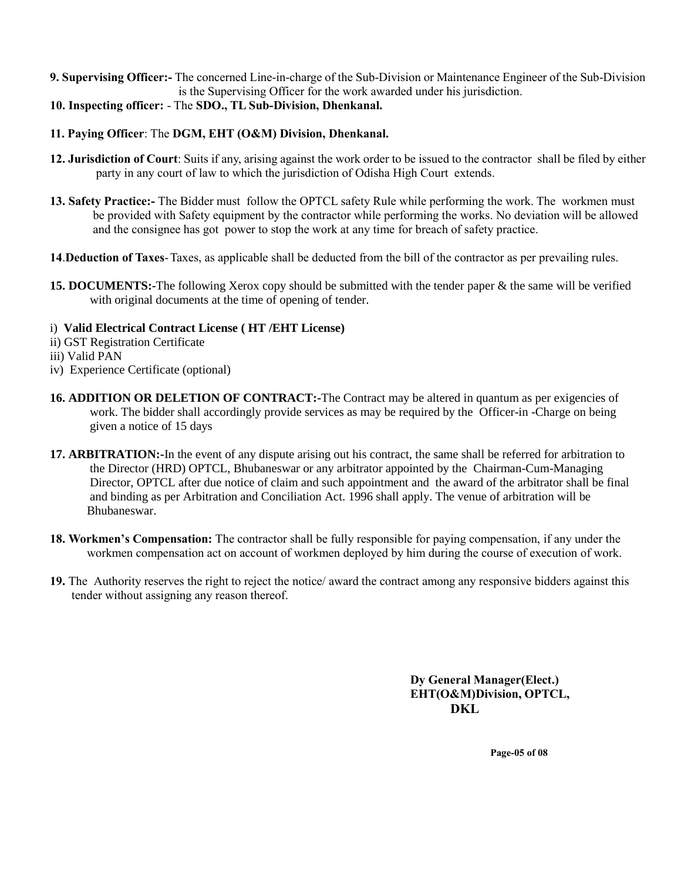**9. Supervising Officer:-** The concerned Line-in-charge of the Sub-Division or Maintenance Engineer of the Sub-Division is the Supervising Officer for the work awarded under his jurisdiction.

**10. Inspecting officer:** - The **SDO., TL Sub-Division, Dhenkanal.**

**11. Paying Officer**: The **DGM, EHT (O&M) Division, Dhenkanal.**

**12. Jurisdiction of Court**: Suits if any, arising against the work order to be issued to the contractor shall be filed by either party in any court of law to which the jurisdiction of Odisha High Court extends.

**13. Safety Practice:-** The Bidder must follow the OPTCL safety Rule while performing the work. The workmen must be provided with Safety equipment by the contractor while performing the works. No deviation will be allowed and the consignee has got power to stop the work at any time for breach of safety practice.

**14**.**Deduction of Taxes**- Taxes, as applicable shall be deducted from the bill of the contractor as per prevailing rules.

**15. DOCUMENTS:-**The following Xerox copy should be submitted with the tender paper & the same will be verified with original documents at the time of opening of tender.

i) **Valid Electrical Contract License ( HT /EHT License)**
ii) GST Registration Certificate
iii) Valid PAN
iv) Experience Certificate (optional)

**16. ADDITION OR DELETION OF CONTRACT:-**The Contract may be altered in quantum as per exigencies of work. The bidder shall accordingly provide services as may be required by the Officer-in -Charge on being given a notice of 15 days

**17. ARBITRATION:-**In the event of any dispute arising out his contract, the same shall be referred for arbitration to the Director (HRD) OPTCL, Bhubaneswar or any arbitrator appointed by the Chairman-Cum-Managing Director, OPTCL after due notice of claim and such appointment and the award of the arbitrator shall be final and binding as per Arbitration and Conciliation Act. 1996 shall apply. The venue of arbitration will be Bhubaneswar.

**18. Workmen's Compensation:** The contractor shall be fully responsible for paying compensation, if any under the workmen compensation act on account of workmen deployed by him during the course of execution of work.

**19.** The Authority reserves the right to reject the notice/ award the contract among any responsive bidders against this tender without assigning any reason thereof.

**Dy General Manager(Elect.)**
**EHT(O&M)Division, OPTCL,**
**DKL**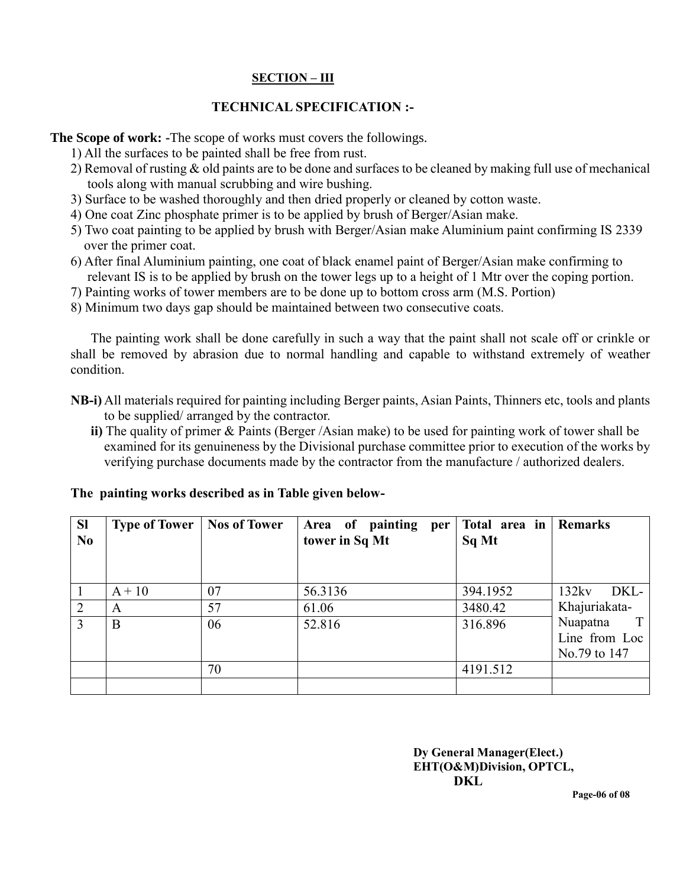**SECTION – III**

**TECHNICAL SPECIFICATION :-**

**The Scope of work: -**The scope of works must covers the followings.

1) All the surfaces to be painted shall be free from rust.
2) Removal of rusting & old paints are to be done and surfaces to be cleaned by making full use of mechanical tools along with manual scrubbing and wire bushing.
3) Surface to be washed thoroughly and then dried properly or cleaned by cotton waste.
4) One coat Zinc phosphate primer is to be applied by brush of Berger/Asian make.
5) Two coat painting to be applied by brush with Berger/Asian make Aluminium paint confirming IS 2339 over the primer coat.
6) After final Aluminium painting, one coat of black enamel paint of Berger/Asian make confirming to relevant IS is to be applied by brush on the tower legs up to a height of 1 Mtr over the coping portion.
7) Painting works of tower members are to be done up to bottom cross arm (M.S. Portion)
8) Minimum two days gap should be maintained between two consecutive coats.

The painting work shall be done carefully in such a way that the paint shall not scale off or crinkle or shall be removed by abrasion due to normal handling and capable to withstand extremely of weather condition.

**NB-i)** All materials required for painting including Berger paints, Asian Paints, Thinners etc, tools and plants to be supplied/ arranged by the contractor.

**ii)** The quality of primer & Paints (Berger /Asian make) to be used for painting work of tower shall be examined for its genuineness by the Divisional purchase committee prior to execution of the works by verifying purchase documents made by the contractor from the manufacture / authorized dealers.

**The painting works described as in Table given below-**

| Sl No | Type of Tower | Nos of Tower | Area of painting per tower in Sq Mt | Total area in Sq Mt | Remarks |
|---|---|---|---|---|---|
| 1 | A + 10 | 07 | 56.3136 | 394.1952 | 132kv DKL-Khajuriakata-Nuapatna T Line from Loc No.79 to 147 |
| 2 | A | 57 | 61.06 | 3480.42 | |
| 3 | B | 06 | 52.816 | 316.896 | |
| | | 70 | | 4191.512 | |
| | | | | | |

**Dy General Manager(Elect.)**
**EHT(O&M)Division, OPTCL,**
**DKL**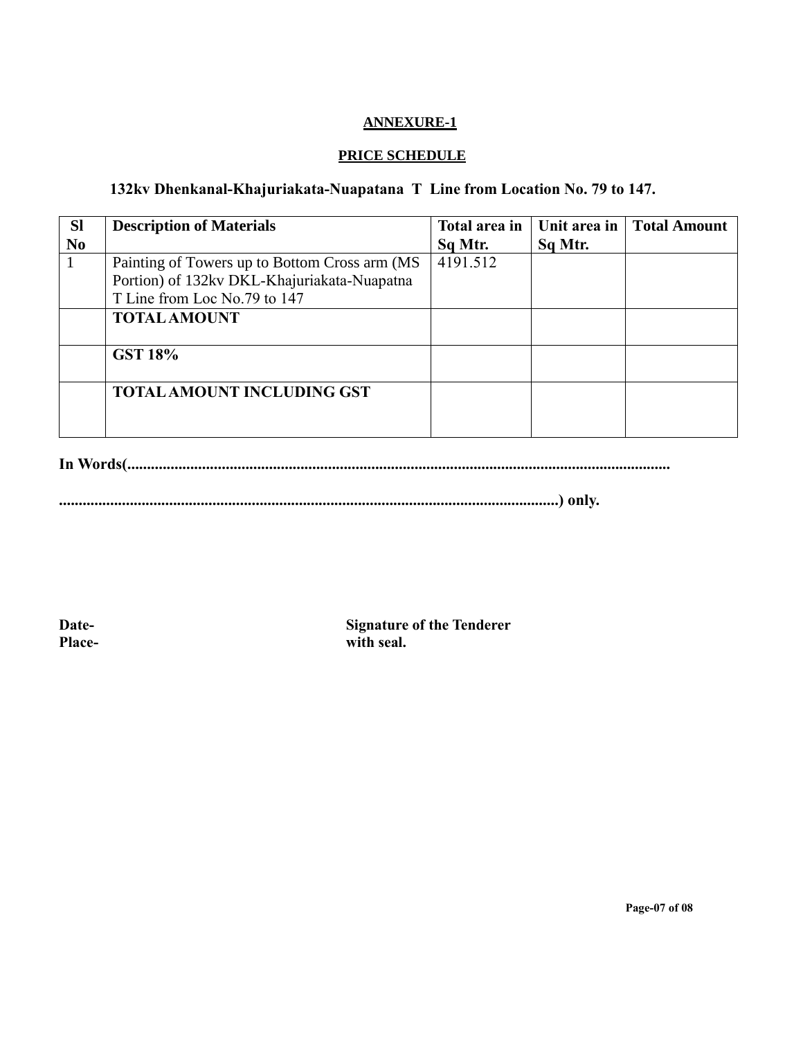**ANNEXURE-1**

**PRICE SCHEDULE**

**132kv Dhenkanal-Khajuriakata-Nuapatana T Line from Location No. 79 to 147.**

| Sl No | Description of Materials | Total area in Sq Mtr. | Unit area in Sq Mtr. | Total Amount |
|---|---|---|---|---|
| 1 | Painting of Towers up to Bottom Cross arm (MS Portion) of 132kv DKL-Khajuriakata-Nuapatna T Line from Loc No.79 to 147 | 4191.512 | | |
| | **TOTAL AMOUNT** | | | |
| | **GST 18%** | | | |
| | **TOTAL AMOUNT INCLUDING GST** | | | |

**In Words(.......................................................................................................................................**

**..............................................................................................................................) only.**

**Date-**
**Place-**

**Signature of the Tenderer with seal.**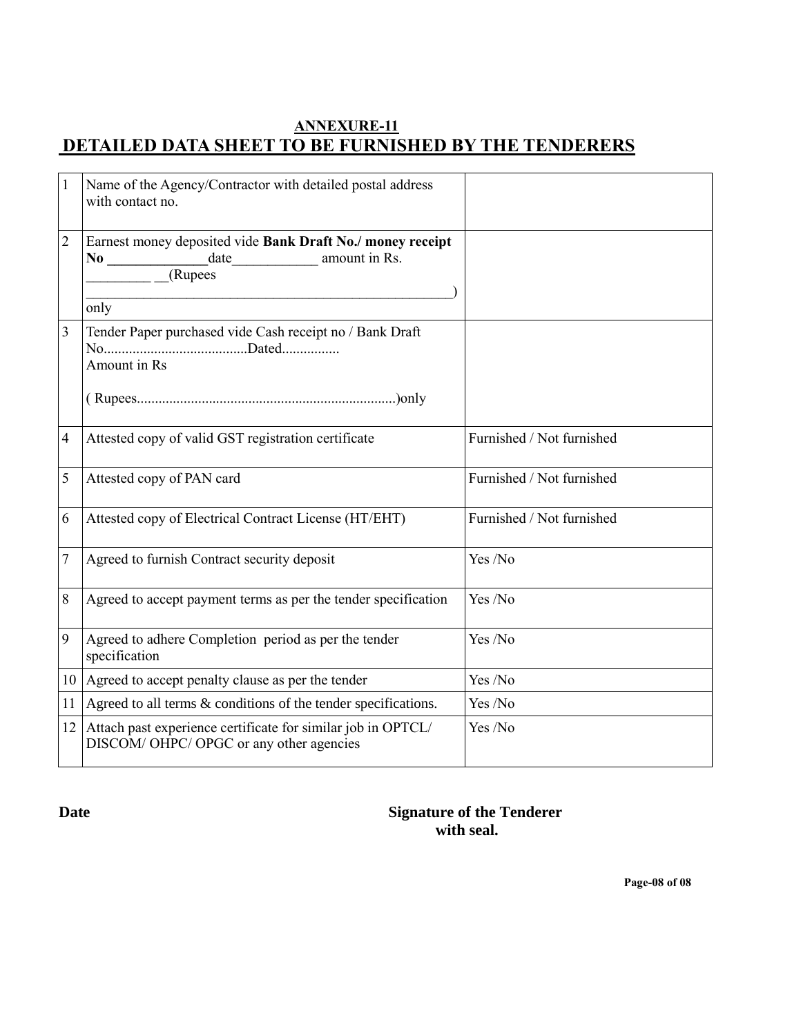## ANNEXURE-11

# DETAILED DATA SHEET TO BE FURNISHED BY THE TENDERERS

| | | |
|---|---|---|
| 1 | Name of the Agency/Contractor with detailed postal address with contact no. | |
| 2 | Earnest money deposited vide **Bank Draft No./ money receipt No** ______________date____________ amount in Rs. _________ __(Rupees ______________________________________________________) only | |
| 3 | Tender Paper purchased vide Cash receipt no / Bank Draft No........................................Dated................ Amount in Rs ( Rupees.......................................................................)only | |
| 4 | Attested copy of valid GST registration certificate | Furnished / Not furnished |
| 5 | Attested copy of PAN card | Furnished / Not furnished |
| 6 | Attested copy of Electrical Contract License (HT/EHT) | Furnished / Not furnished |
| 7 | Agreed to furnish Contract security deposit | Yes /No |
| 8 | Agreed to accept payment terms as per the tender specification | Yes /No |
| 9 | Agreed to adhere Completion period as per the tender specification | Yes /No |
| 10 | Agreed to accept penalty clause as per the tender | Yes /No |
| 11 | Agreed to all terms & conditions of the tender specifications. | Yes /No |
| 12 | Attach past experience certificate for similar job in OPTCL/ DISCOM/ OHPC/ OPGC or any other agencies | Yes /No |

**Date**

**Signature of the Tenderer with seal.**